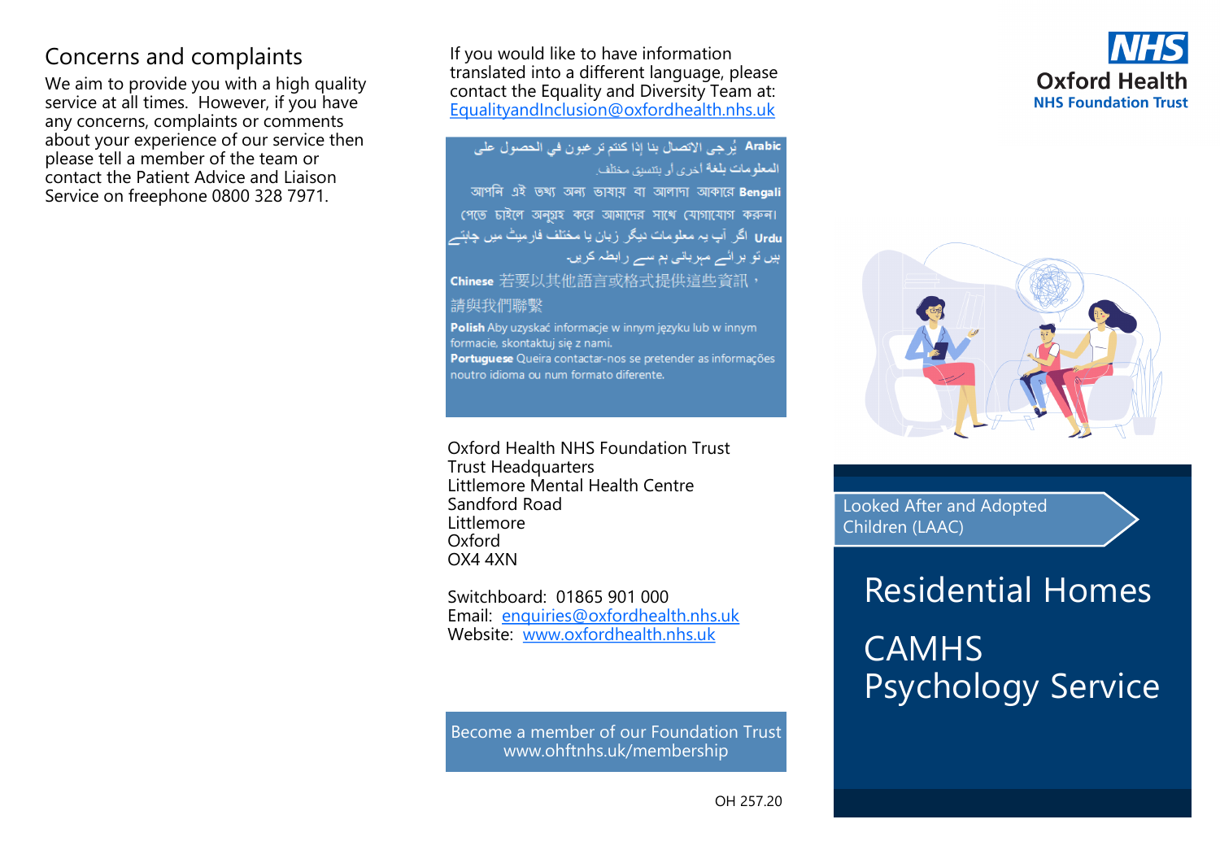## Concerns and complaints

We aim to provide you with a high quality service at all times. However, if you have any concerns, complaints or comments about your experience of our service then please tell a member of the team or contact the Patient Advice and Liaison Service on freephone 0800 328 7971.

If you would like to have information translated into a different language, please contact the Equality and Diversity Team at: EqualityandInclusion@oxfordhealth.nhs.uk

**Arabic** يُرجى الاتصال بنا إذا كنتم ترغبون في الحصول على المعلومات بلغة أخرى أو بتنسيق مختلف.

**Bengali** আপনি এই তথ্য অন্য ভাষায় বা আলাদা আকারে পেতে চাইলে অনুগ্রহ করে আমাদের সাথে যোগাযোগ করুন।

**Urdu** اگر آپ یہ معلومات دیگر زبان یا مختلف فارمیٹ میں چاہتے ہیں تو برائے مہربانی ہم سے رابطہ کریں۔

**Chinese** 若要以其他語言或格式提供這些資訊，請與我們聯繫

**Polish** Aby uzyskać informacje w innym języku lub w innym formacie, skontaktuj się z nami.

**Portuguese** Queira contactar-nos se pretender as informações noutro idioma ou num formato diferente.

Oxford Health NHS Foundation Trust
Trust Headquarters
Littlemore Mental Health Centre
Sandford Road
Littlemore
Oxford
OX4 4XN

Switchboard: 01865 901 000
Email: enquiries@oxfordhealth.nhs.uk
Website: www.oxfordhealth.nhs.uk

Become a member of our Foundation Trust
www.ohftnhs.uk/membership

OH 257.20

**NHS**
**Oxford Health**
**NHS Foundation Trust**

Looked After and Adopted Children (LAAC)

# Residential Homes

# CAMHS Psychology Service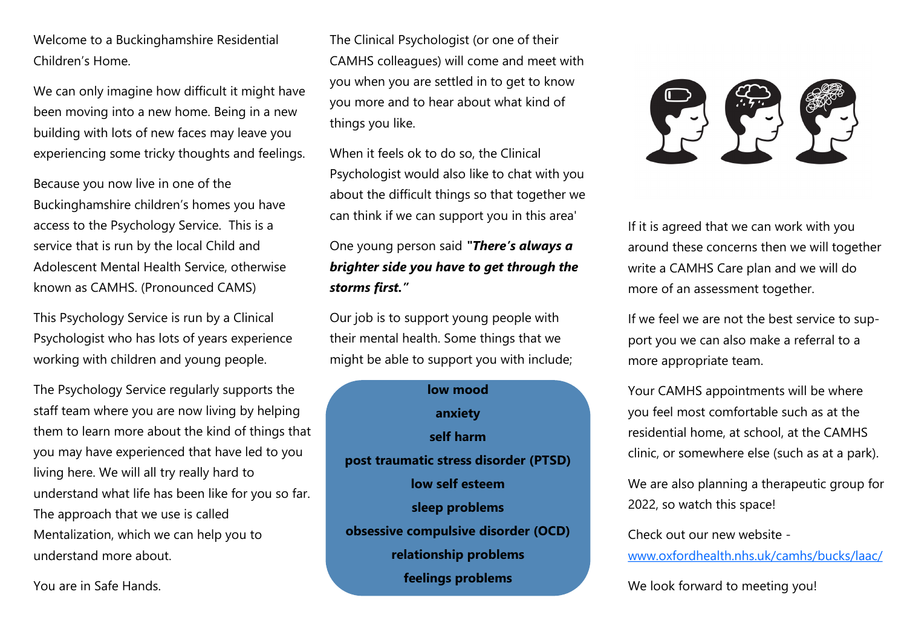Welcome to a Buckinghamshire Residential Children's Home.

We can only imagine how difficult it might have been moving into a new home. Being in a new building with lots of new faces may leave you experiencing some tricky thoughts and feelings.

Because you now live in one of the Buckinghamshire children's homes you have access to the Psychology Service. This is a service that is run by the local Child and Adolescent Mental Health Service, otherwise known as CAMHS. (Pronounced CAMS)

This Psychology Service is run by a Clinical Psychologist who has lots of years experience working with children and young people.

The Psychology Service regularly supports the staff team where you are now living by helping them to learn more about the kind of things that you may have experienced that have led to you living here. We will all try really hard to understand what life has been like for you so far. The approach that we use is called Mentalization, which we can help you to understand more about.

You are in Safe Hands.

The Clinical Psychologist (or one of their CAMHS colleagues) will come and meet with you when you are settled in to get to know you more and to hear about what kind of things you like.

When it feels ok to do so, the Clinical Psychologist would also like to chat with you about the difficult things so that together we can think if we can support you in this area'

One young person said ***"There's always a brighter side you have to get through the storms first."***

Our job is to support young people with their mental health. Some things that we might be able to support you with include;

**low mood**
**anxiety**
**self harm**
**post traumatic stress disorder (PTSD)**
**low self esteem**
**sleep problems**
**obsessive compulsive disorder (OCD)**
**relationship problems**
**feelings problems**

If it is agreed that we can work with you around these concerns then we will together write a CAMHS Care plan and we will do more of an assessment together.

If we feel we are not the best service to support you we can also make a referral to a more appropriate team.

Your CAMHS appointments will be where you feel most comfortable such as at the residential home, at school, at the CAMHS clinic, or somewhere else (such as at a park).

We are also planning a therapeutic group for 2022, so watch this space!

Check out our new website - www.oxfordhealth.nhs.uk/camhs/bucks/laac/

We look forward to meeting you!